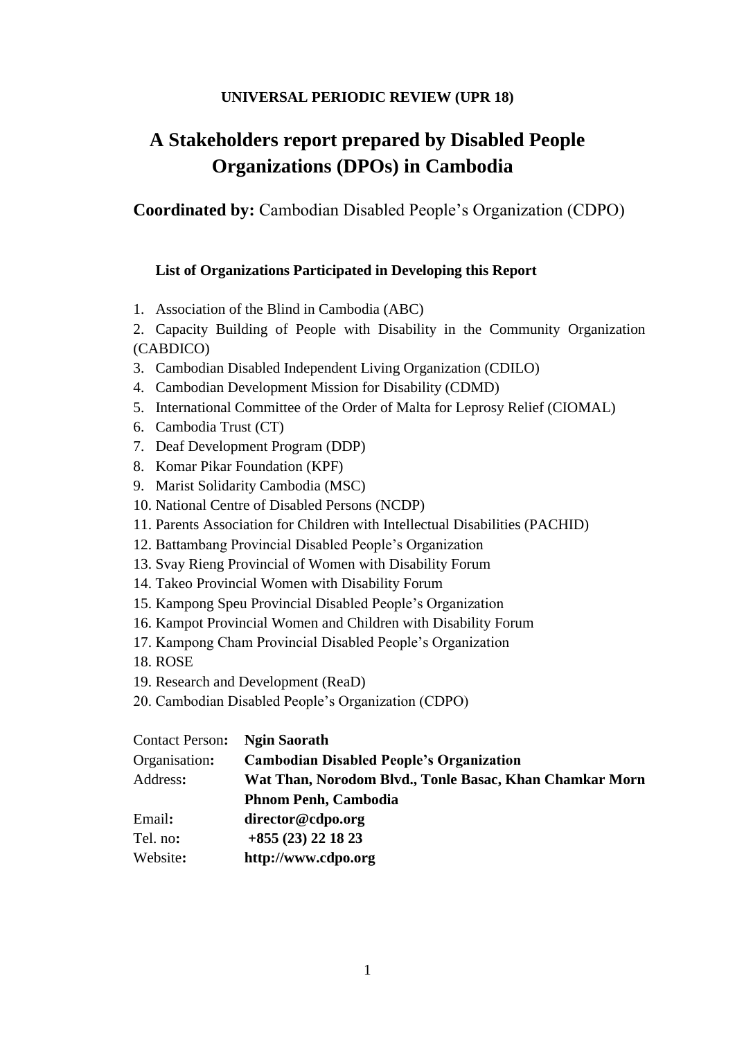**UNIVERSAL PERIODIC REVIEW (UPR 18)**

# A Stakeholders report prepared by Disabled People Organizations (DPOs) in Cambodia

**Coordinated by:** Cambodian Disabled People's Organization (CDPO)

**List of Organizations Participated in Developing this Report**

1. Association of the Blind in Cambodia (ABC)
2. Capacity Building of People with Disability in the Community Organization (CABDICO)
3. Cambodian Disabled Independent Living Organization (CDILO)
4. Cambodian Development Mission for Disability (CDMD)
5. International Committee of the Order of Malta for Leprosy Relief (CIOMAL)
6. Cambodia Trust (CT)
7. Deaf Development Program (DDP)
8. Komar Pikar Foundation (KPF)
9. Marist Solidarity Cambodia (MSC)
10. National Centre of Disabled Persons (NCDP)
11. Parents Association for Children with Intellectual Disabilities (PACHID)
12. Battambang Provincial Disabled People's Organization
13. Svay Rieng Provincial of Women with Disability Forum
14. Takeo Provincial Women with Disability Forum
15. Kampong Speu Provincial Disabled People's Organization
16. Kampot Provincial Women and Children with Disability Forum
17. Kampong Cham Provincial Disabled People's Organization
18. ROSE
19. Research and Development (ReaD)
20. Cambodian Disabled People's Organization (CDPO)

Contact Person**:** **Ngin Saorath**
Organisation**:** **Cambodian Disabled People's Organization**
Address**:** **Wat Than, Norodom Blvd., Tonle Basac, Khan Chamkar Morn Phnom Penh, Cambodia**
Email**:** **director@cdpo.org**
Tel. no**:** **+855 (23) 22 18 23**
Website**:** **http://www.cdpo.org**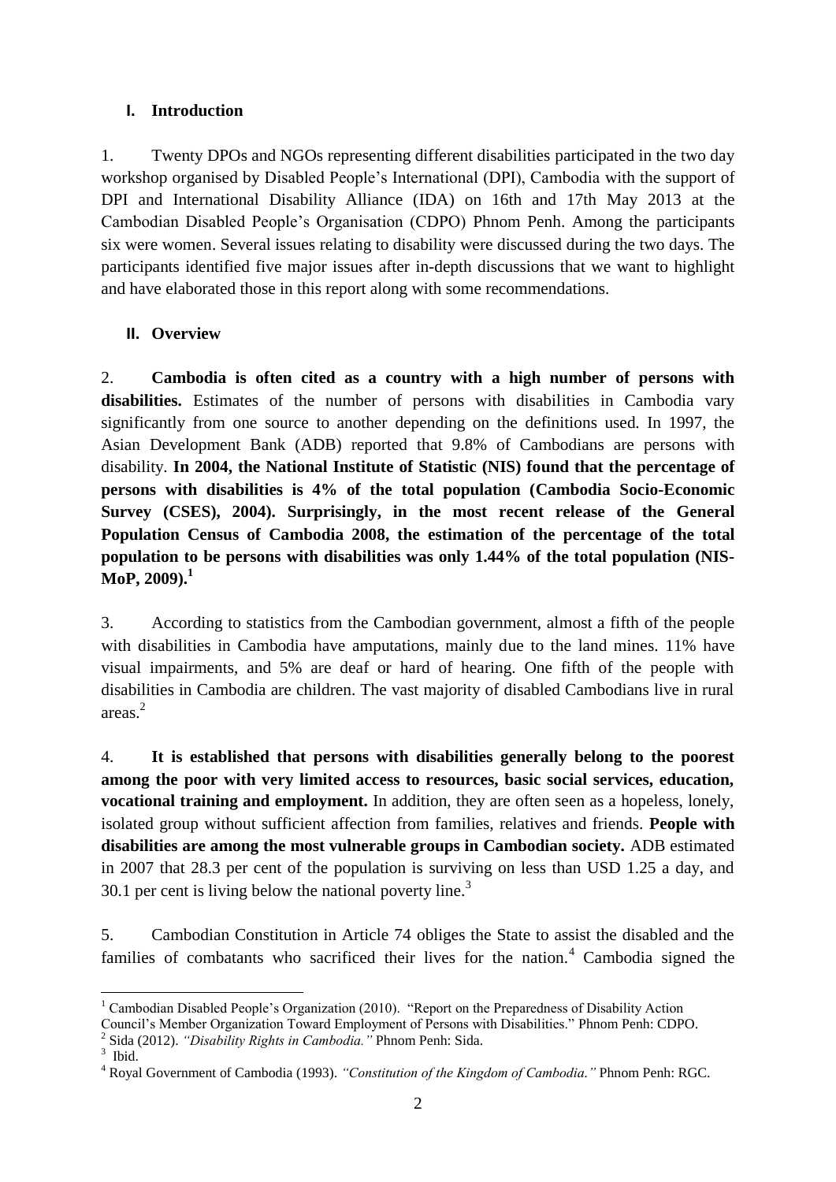## I. Introduction

1. Twenty DPOs and NGOs representing different disabilities participated in the two day workshop organised by Disabled People's International (DPI), Cambodia with the support of DPI and International Disability Alliance (IDA) on 16th and 17th May 2013 at the Cambodian Disabled People's Organisation (CDPO) Phnom Penh. Among the participants six were women. Several issues relating to disability were discussed during the two days. The participants identified five major issues after in-depth discussions that we want to highlight and have elaborated those in this report along with some recommendations.

## II. Overview

2. **Cambodia is often cited as a country with a high number of persons with disabilities.** Estimates of the number of persons with disabilities in Cambodia vary significantly from one source to another depending on the definitions used. In 1997, the Asian Development Bank (ADB) reported that 9.8% of Cambodians are persons with disability. **In 2004, the National Institute of Statistic (NIS) found that the percentage of persons with disabilities is 4% of the total population (Cambodia Socio-Economic Survey (CSES), 2004). Surprisingly, in the most recent release of the General Population Census of Cambodia 2008, the estimation of the percentage of the total population to be persons with disabilities was only 1.44% of the total population (NIS-MoP, 2009).[1]**

3. According to statistics from the Cambodian government, almost a fifth of the people with disabilities in Cambodia have amputations, mainly due to the land mines. 11% have visual impairments, and 5% are deaf or hard of hearing. One fifth of the people with disabilities in Cambodia are children. The vast majority of disabled Cambodians live in rural areas.[2]

4. **It is established that persons with disabilities generally belong to the poorest among the poor with very limited access to resources, basic social services, education, vocational training and employment.** In addition, they are often seen as a hopeless, lonely, isolated group without sufficient affection from families, relatives and friends. **People with disabilities are among the most vulnerable groups in Cambodian society.** ADB estimated in 2007 that 28.3 per cent of the population is surviving on less than USD 1.25 a day, and 30.1 per cent is living below the national poverty line.[3]

5. Cambodian Constitution in Article 74 obliges the State to assist the disabled and the families of combatants who sacrificed their lives for the nation.[4] Cambodia signed the

---

[1] Cambodian Disabled People's Organization (2010). "Report on the Preparedness of Disability Action Council's Member Organization Toward Employment of Persons with Disabilities." Phnom Penh: CDPO.

[2] Sida (2012). *"Disability Rights in Cambodia."* Phnom Penh: Sida.

[3] Ibid.

[4] Royal Government of Cambodia (1993). *"Constitution of the Kingdom of Cambodia."* Phnom Penh: RGC.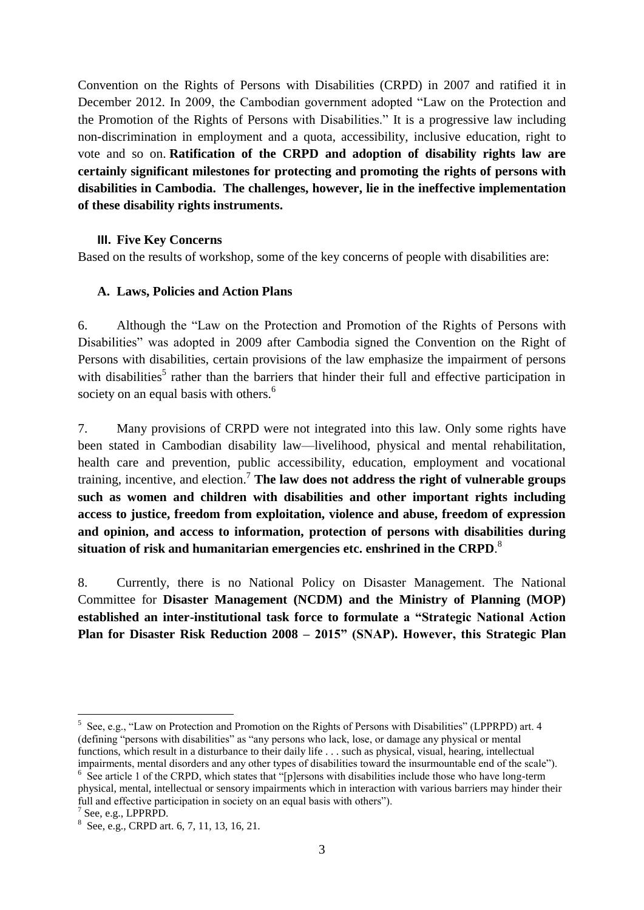Convention on the Rights of Persons with Disabilities (CRPD) in 2007 and ratified it in December 2012. In 2009, the Cambodian government adopted "Law on the Protection and the Promotion of the Rights of Persons with Disabilities." It is a progressive law including non-discrimination in employment and a quota, accessibility, inclusive education, right to vote and so on. **Ratification of the CRPD and adoption of disability rights law are certainly significant milestones for protecting and promoting the rights of persons with disabilities in Cambodia. The challenges, however, lie in the ineffective implementation of these disability rights instruments.**

## III. Five Key Concerns

Based on the results of workshop, some of the key concerns of people with disabilities are:

### A. Laws, Policies and Action Plans

6. Although the "Law on the Protection and Promotion of the Rights of Persons with Disabilities" was adopted in 2009 after Cambodia signed the Convention on the Right of Persons with disabilities, certain provisions of the law emphasize the impairment of persons with disabilities[5] rather than the barriers that hinder their full and effective participation in society on an equal basis with others.[6]

7. Many provisions of CRPD were not integrated into this law. Only some rights have been stated in Cambodian disability law—livelihood, physical and mental rehabilitation, health care and prevention, public accessibility, education, employment and vocational training, incentive, and election.[7] **The law does not address the right of vulnerable groups such as women and children with disabilities and other important rights including access to justice, freedom from exploitation, violence and abuse, freedom of expression and opinion, and access to information, protection of persons with disabilities during situation of risk and humanitarian emergencies etc. enshrined in the CRPD**.[8]

8. Currently, there is no National Policy on Disaster Management. The National Committee for **Disaster Management (NCDM) and the Ministry of Planning (MOP) established an inter-institutional task force to formulate a "Strategic National Action Plan for Disaster Risk Reduction 2008 – 2015" (SNAP). However, this Strategic Plan**

---

[5] See, e.g., "Law on Protection and Promotion on the Rights of Persons with Disabilities" (LPPRPD) art. 4 (defining "persons with disabilities" as "any persons who lack, lose, or damage any physical or mental functions, which result in a disturbance to their daily life . . . such as physical, visual, hearing, intellectual impairments, mental disorders and any other types of disabilities toward the insurmountable end of the scale").

[6] See article 1 of the CRPD, which states that "[p]ersons with disabilities include those who have long-term physical, mental, intellectual or sensory impairments which in interaction with various barriers may hinder their full and effective participation in society on an equal basis with others").

[7] See, e.g., LPPRPD.

[8] See, e.g., CRPD art. 6, 7, 11, 13, 16, 21.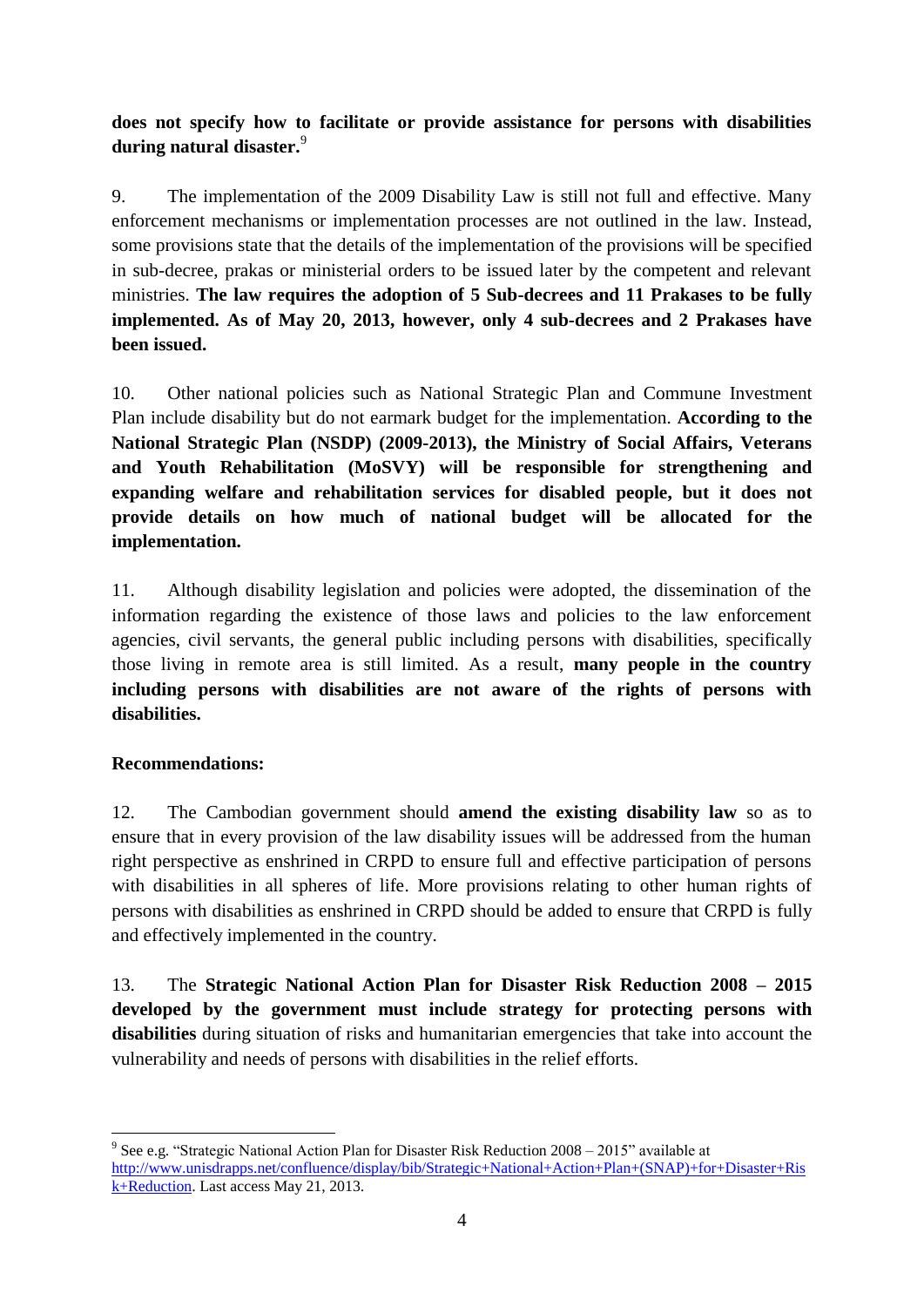**does not specify how to facilitate or provide assistance for persons with disabilities during natural disaster.**[9]

9. The implementation of the 2009 Disability Law is still not full and effective. Many enforcement mechanisms or implementation processes are not outlined in the law. Instead, some provisions state that the details of the implementation of the provisions will be specified in sub-decree, prakas or ministerial orders to be issued later by the competent and relevant ministries. **The law requires the adoption of 5 Sub-decrees and 11 Prakases to be fully implemented. As of May 20, 2013, however, only 4 sub-decrees and 2 Prakases have been issued.**

10. Other national policies such as National Strategic Plan and Commune Investment Plan include disability but do not earmark budget for the implementation. **According to the National Strategic Plan (NSDP) (2009-2013), the Ministry of Social Affairs, Veterans and Youth Rehabilitation (MoSVY) will be responsible for strengthening and expanding welfare and rehabilitation services for disabled people, but it does not provide details on how much of national budget will be allocated for the implementation.**

11. Although disability legislation and policies were adopted, the dissemination of the information regarding the existence of those laws and policies to the law enforcement agencies, civil servants, the general public including persons with disabilities, specifically those living in remote area is still limited. As a result, **many people in the country including persons with disabilities are not aware of the rights of persons with disabilities.**

**Recommendations:**

12. The Cambodian government should **amend the existing disability law** so as to ensure that in every provision of the law disability issues will be addressed from the human right perspective as enshrined in CRPD to ensure full and effective participation of persons with disabilities in all spheres of life. More provisions relating to other human rights of persons with disabilities as enshrined in CRPD should be added to ensure that CRPD is fully and effectively implemented in the country.

13. The **Strategic National Action Plan for Disaster Risk Reduction 2008 – 2015 developed by the government must include strategy for protecting persons with disabilities** during situation of risks and humanitarian emergencies that take into account the vulnerability and needs of persons with disabilities in the relief efforts.

---

[9] See e.g. "Strategic National Action Plan for Disaster Risk Reduction 2008 – 2015" available at http://www.unisdrapps.net/confluence/display/bib/Strategic+National+Action+Plan+(SNAP)+for+Disaster+Risk+Reduction. Last access May 21, 2013.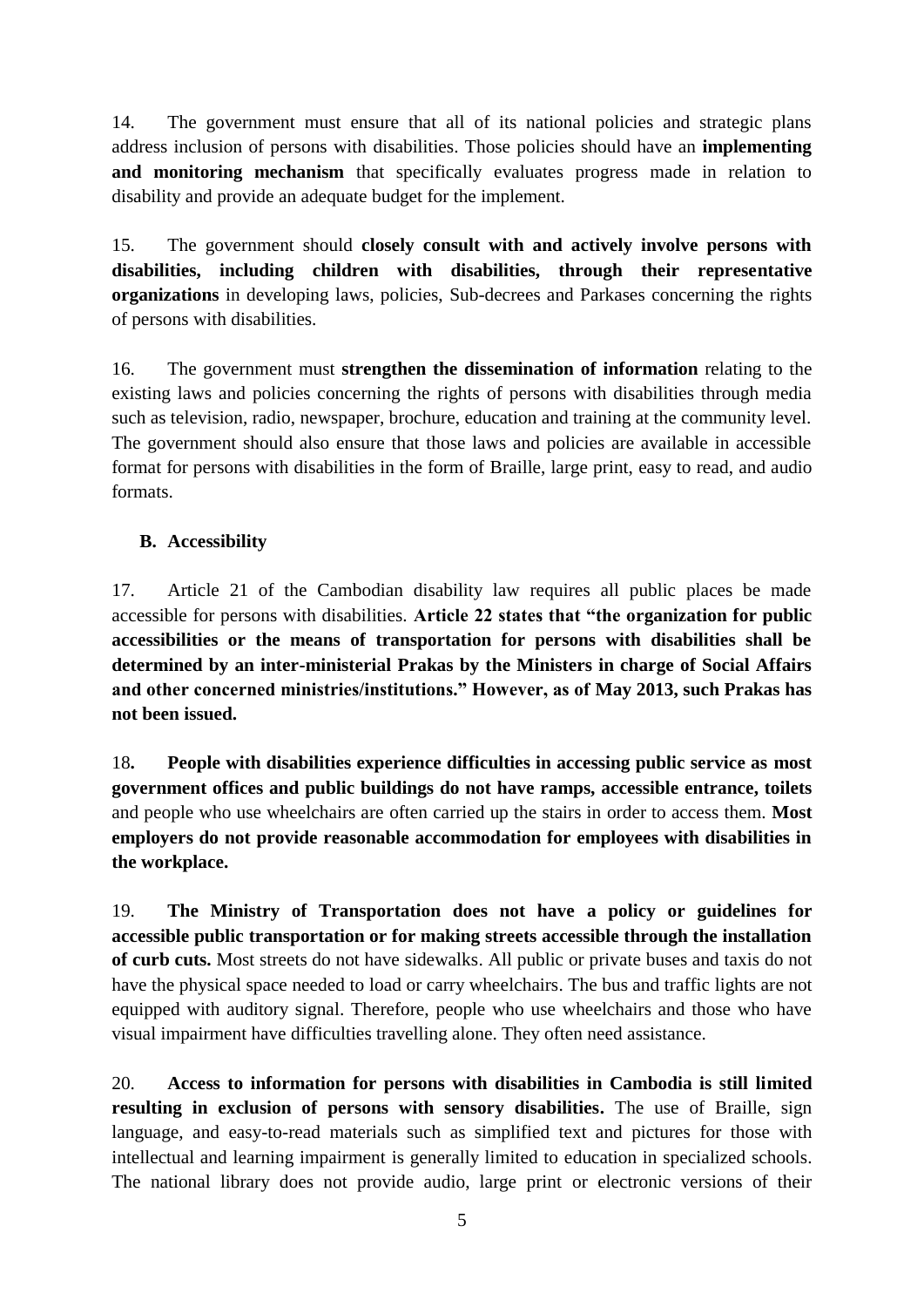14. The government must ensure that all of its national policies and strategic plans address inclusion of persons with disabilities. Those policies should have an **implementing and monitoring mechanism** that specifically evaluates progress made in relation to disability and provide an adequate budget for the implement.

15. The government should **closely consult with and actively involve persons with disabilities, including children with disabilities, through their representative organizations** in developing laws, policies, Sub-decrees and Parkases concerning the rights of persons with disabilities.

16. The government must **strengthen the dissemination of information** relating to the existing laws and policies concerning the rights of persons with disabilities through media such as television, radio, newspaper, brochure, education and training at the community level. The government should also ensure that those laws and policies are available in accessible format for persons with disabilities in the form of Braille, large print, easy to read, and audio formats.

### B. Accessibility

17. Article 21 of the Cambodian disability law requires all public places be made accessible for persons with disabilities. **Article 22 states that "the organization for public accessibilities or the means of transportation for persons with disabilities shall be determined by an inter-ministerial Prakas by the Ministers in charge of Social Affairs and other concerned ministries/institutions." However, as of May 2013, such Prakas has not been issued.**

18**. People with disabilities experience difficulties in accessing public service as most government offices and public buildings do not have ramps, accessible entrance, toilets** and people who use wheelchairs are often carried up the stairs in order to access them. **Most employers do not provide reasonable accommodation for employees with disabilities in the workplace.**

19. **The Ministry of Transportation does not have a policy or guidelines for accessible public transportation or for making streets accessible through the installation of curb cuts.** Most streets do not have sidewalks. All public or private buses and taxis do not have the physical space needed to load or carry wheelchairs. The bus and traffic lights are not equipped with auditory signal. Therefore, people who use wheelchairs and those who have visual impairment have difficulties travelling alone. They often need assistance.

20. **Access to information for persons with disabilities in Cambodia is still limited resulting in exclusion of persons with sensory disabilities.** The use of Braille, sign language, and easy-to-read materials such as simplified text and pictures for those with intellectual and learning impairment is generally limited to education in specialized schools. The national library does not provide audio, large print or electronic versions of their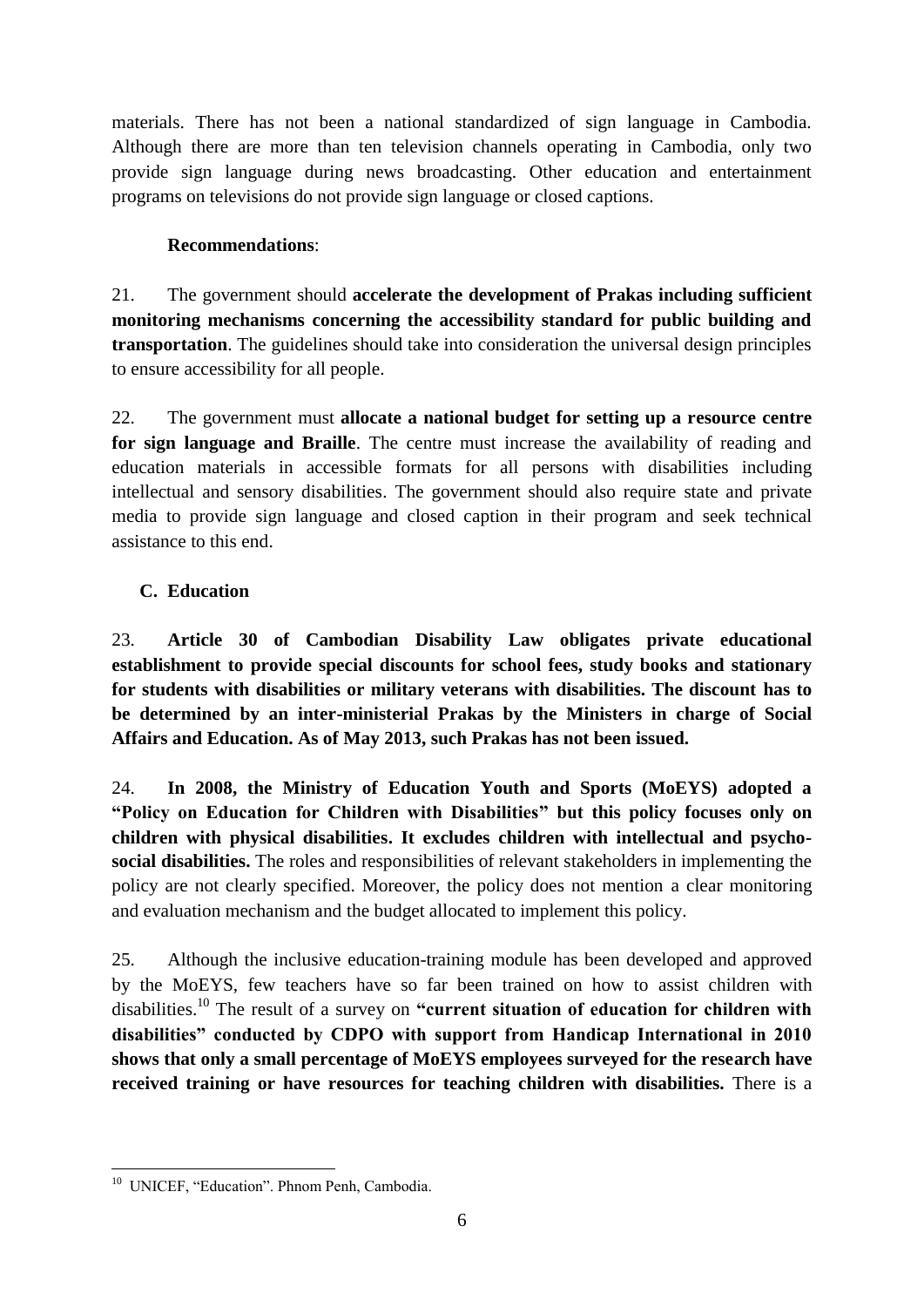materials. There has not been a national standardized of sign language in Cambodia. Although there are more than ten television channels operating in Cambodia, only two provide sign language during news broadcasting. Other education and entertainment programs on televisions do not provide sign language or closed captions.

**Recommendations**:

21. The government should **accelerate the development of Prakas including sufficient monitoring mechanisms concerning the accessibility standard for public building and transportation**. The guidelines should take into consideration the universal design principles to ensure accessibility for all people.

22. The government must **allocate a national budget for setting up a resource centre for sign language and Braille**. The centre must increase the availability of reading and education materials in accessible formats for all persons with disabilities including intellectual and sensory disabilities. The government should also require state and private media to provide sign language and closed caption in their program and seek technical assistance to this end.

### C. Education

23. **Article 30 of Cambodian Disability Law obligates private educational establishment to provide special discounts for school fees, study books and stationary for students with disabilities or military veterans with disabilities. The discount has to be determined by an inter-ministerial Prakas by the Ministers in charge of Social Affairs and Education. As of May 2013, such Prakas has not been issued.**

24. **In 2008, the Ministry of Education Youth and Sports (MoEYS) adopted a "Policy on Education for Children with Disabilities" but this policy focuses only on children with physical disabilities. It excludes children with intellectual and psycho-social disabilities.** The roles and responsibilities of relevant stakeholders in implementing the policy are not clearly specified. Moreover, the policy does not mention a clear monitoring and evaluation mechanism and the budget allocated to implement this policy.

25. Although the inclusive education-training module has been developed and approved by the MoEYS, few teachers have so far been trained on how to assist children with disabilities.[10] The result of a survey on **"current situation of education for children with disabilities" conducted by CDPO with support from Handicap International in 2010 shows that only a small percentage of MoEYS employees surveyed for the research have received training or have resources for teaching children with disabilities.** There is a

---

[10] UNICEF, "Education". Phnom Penh, Cambodia.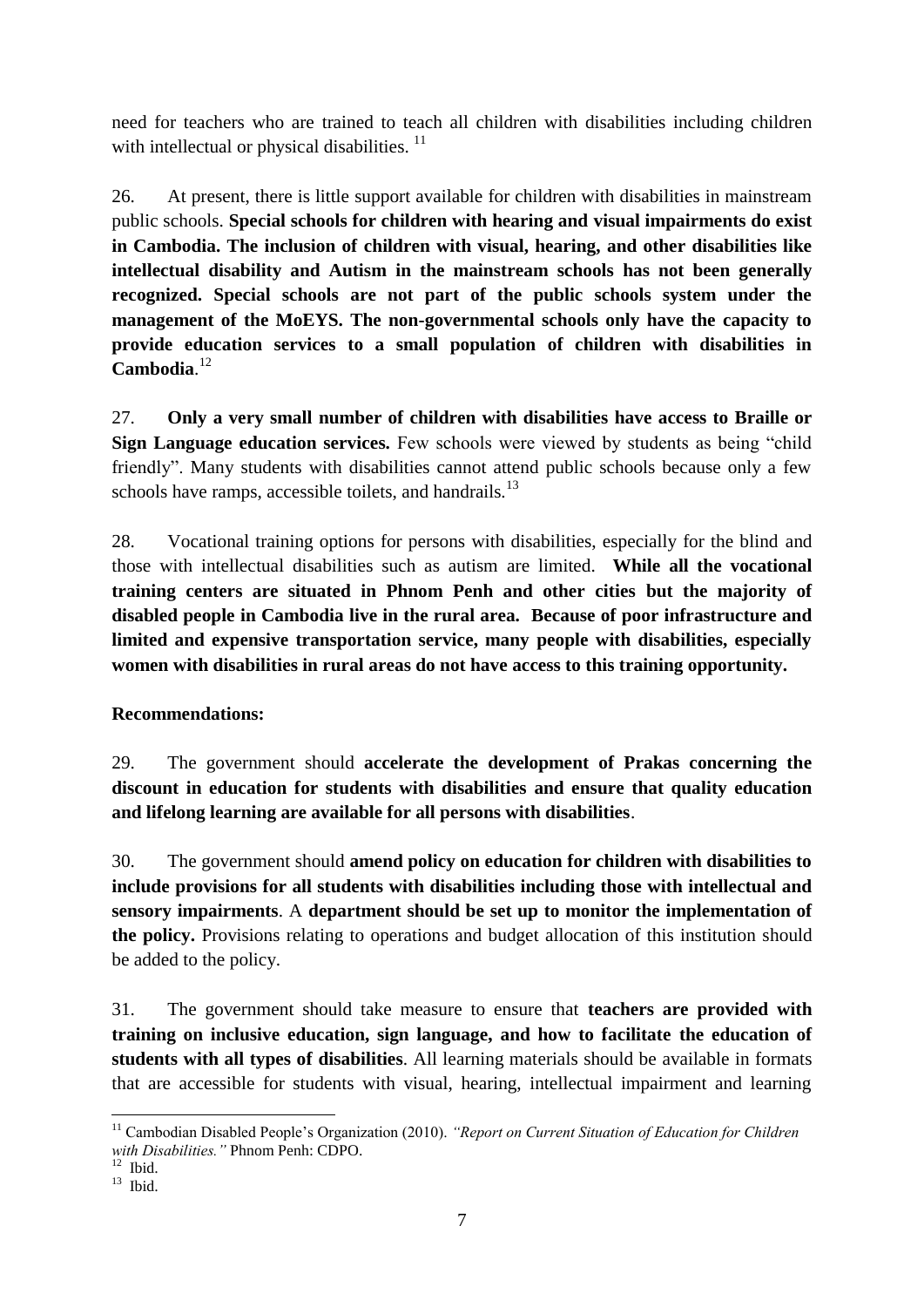need for teachers who are trained to teach all children with disabilities including children with intellectual or physical disabilities. [11]

26. At present, there is little support available for children with disabilities in mainstream public schools. **Special schools for children with hearing and visual impairments do exist in Cambodia. The inclusion of children with visual, hearing, and other disabilities like intellectual disability and Autism in the mainstream schools has not been generally recognized. Special schools are not part of the public schools system under the management of the MoEYS. The non-governmental schools only have the capacity to provide education services to a small population of children with disabilities in Cambodia**.[12]

27. **Only a very small number of children with disabilities have access to Braille or Sign Language education services.** Few schools were viewed by students as being "child friendly". Many students with disabilities cannot attend public schools because only a few schools have ramps, accessible toilets, and handrails.[13]

28. Vocational training options for persons with disabilities, especially for the blind and those with intellectual disabilities such as autism are limited. **While all the vocational training centers are situated in Phnom Penh and other cities but the majority of disabled people in Cambodia live in the rural area. Because of poor infrastructure and limited and expensive transportation service, many people with disabilities, especially women with disabilities in rural areas do not have access to this training opportunity.**

**Recommendations:**

29. The government should **accelerate the development of Prakas concerning the discount in education for students with disabilities and ensure that quality education and lifelong learning are available for all persons with disabilities**.

30. The government should **amend policy on education for children with disabilities to include provisions for all students with disabilities including those with intellectual and sensory impairments**. A **department should be set up to monitor the implementation of the policy.** Provisions relating to operations and budget allocation of this institution should be added to the policy.

31. The government should take measure to ensure that **teachers are provided with training on inclusive education, sign language, and how to facilitate the education of students with all types of disabilities**. All learning materials should be available in formats that are accessible for students with visual, hearing, intellectual impairment and learning

---

[11] Cambodian Disabled People's Organization (2010). *"Report on Current Situation of Education for Children with Disabilities."* Phnom Penh: CDPO.

[12] Ibid.

[13] Ibid.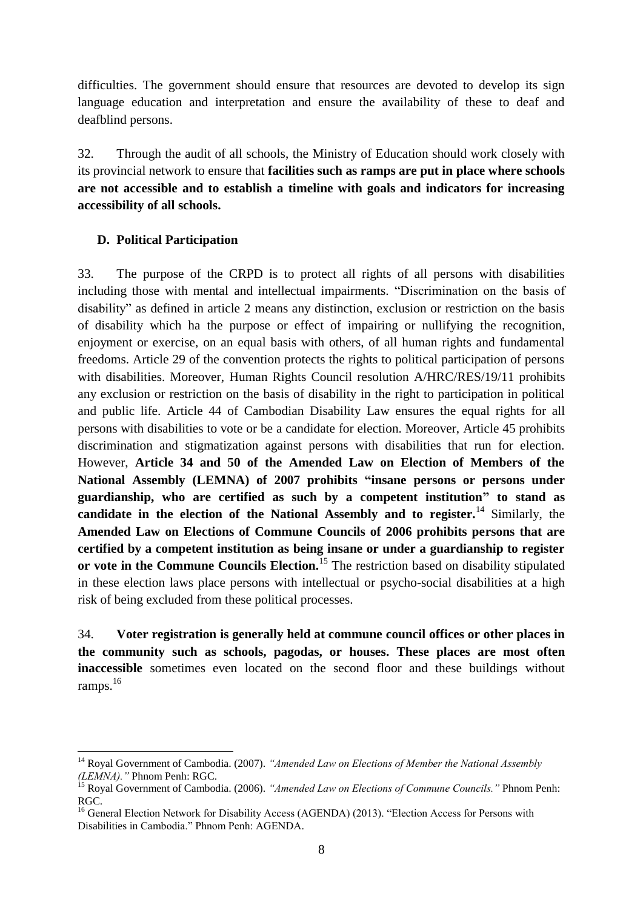difficulties. The government should ensure that resources are devoted to develop its sign language education and interpretation and ensure the availability of these to deaf and deafblind persons.

32. Through the audit of all schools, the Ministry of Education should work closely with its provincial network to ensure that **facilities such as ramps are put in place where schools are not accessible and to establish a timeline with goals and indicators for increasing accessibility of all schools.**

### D. Political Participation

33. The purpose of the CRPD is to protect all rights of all persons with disabilities including those with mental and intellectual impairments. "Discrimination on the basis of disability" as defined in article 2 means any distinction, exclusion or restriction on the basis of disability which ha the purpose or effect of impairing or nullifying the recognition, enjoyment or exercise, on an equal basis with others, of all human rights and fundamental freedoms. Article 29 of the convention protects the rights to political participation of persons with disabilities. Moreover, Human Rights Council resolution A/HRC/RES/19/11 prohibits any exclusion or restriction on the basis of disability in the right to participation in political and public life. Article 44 of Cambodian Disability Law ensures the equal rights for all persons with disabilities to vote or be a candidate for election. Moreover, Article 45 prohibits discrimination and stigmatization against persons with disabilities that run for election. However, **Article 34 and 50 of the Amended Law on Election of Members of the National Assembly (LEMNA) of 2007 prohibits "insane persons or persons under guardianship, who are certified as such by a competent institution" to stand as candidate in the election of the National Assembly and to register.**[14] Similarly, the **Amended Law on Elections of Commune Councils of 2006 prohibits persons that are certified by a competent institution as being insane or under a guardianship to register or vote in the Commune Councils Election.**[15] The restriction based on disability stipulated in these election laws place persons with intellectual or psycho-social disabilities at a high risk of being excluded from these political processes.

34. **Voter registration is generally held at commune council offices or other places in the community such as schools, pagodas, or houses. These places are most often inaccessible** sometimes even located on the second floor and these buildings without ramps.[16]

---

[14] Royal Government of Cambodia. (2007). *"Amended Law on Elections of Member the National Assembly (LEMNA)."* Phnom Penh: RGC.

[15] Royal Government of Cambodia. (2006). *"Amended Law on Elections of Commune Councils."* Phnom Penh: RGC.

[16] General Election Network for Disability Access (AGENDA) (2013). "Election Access for Persons with Disabilities in Cambodia." Phnom Penh: AGENDA.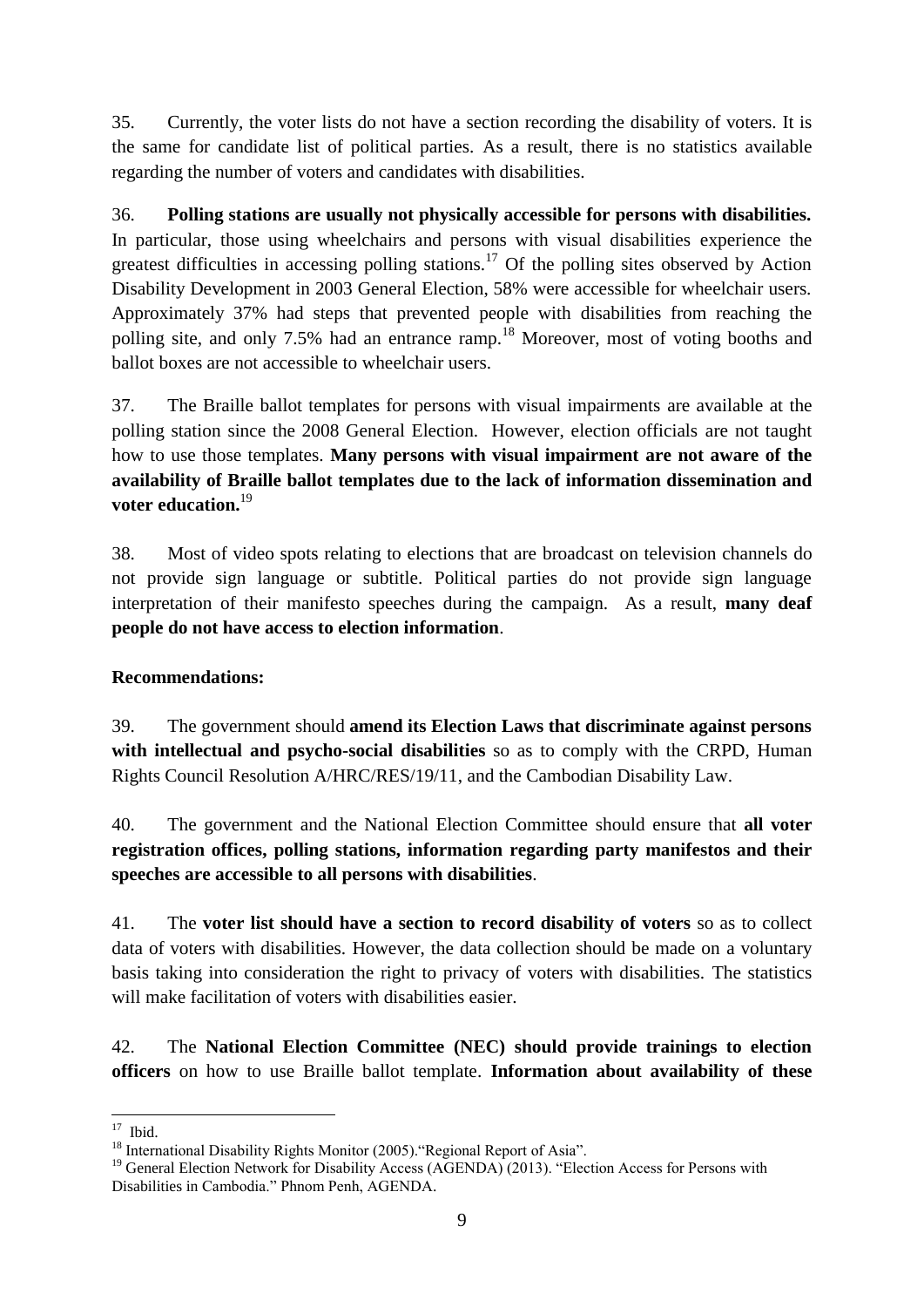35. Currently, the voter lists do not have a section recording the disability of voters. It is the same for candidate list of political parties. As a result, there is no statistics available regarding the number of voters and candidates with disabilities.

36. **Polling stations are usually not physically accessible for persons with disabilities.** In particular, those using wheelchairs and persons with visual disabilities experience the greatest difficulties in accessing polling stations.[17] Of the polling sites observed by Action Disability Development in 2003 General Election, 58% were accessible for wheelchair users. Approximately 37% had steps that prevented people with disabilities from reaching the polling site, and only 7.5% had an entrance ramp.[18] Moreover, most of voting booths and ballot boxes are not accessible to wheelchair users.

37. The Braille ballot templates for persons with visual impairments are available at the polling station since the 2008 General Election. However, election officials are not taught how to use those templates. **Many persons with visual impairment are not aware of the availability of Braille ballot templates due to the lack of information dissemination and voter education.**[19]

38. Most of video spots relating to elections that are broadcast on television channels do not provide sign language or subtitle. Political parties do not provide sign language interpretation of their manifesto speeches during the campaign. As a result, **many deaf people do not have access to election information**.

**Recommendations:**

39. The government should **amend its Election Laws that discriminate against persons with intellectual and psycho-social disabilities** so as to comply with the CRPD, Human Rights Council Resolution A/HRC/RES/19/11, and the Cambodian Disability Law.

40. The government and the National Election Committee should ensure that **all voter registration offices, polling stations, information regarding party manifestos and their speeches are accessible to all persons with disabilities**.

41. The **voter list should have a section to record disability of voters** so as to collect data of voters with disabilities. However, the data collection should be made on a voluntary basis taking into consideration the right to privacy of voters with disabilities. The statistics will make facilitation of voters with disabilities easier.

42. The **National Election Committee (NEC) should provide trainings to election officers** on how to use Braille ballot template. **Information about availability of these**

---

[17] Ibid.

[18] International Disability Rights Monitor (2005)."Regional Report of Asia".

[19] General Election Network for Disability Access (AGENDA) (2013). "Election Access for Persons with Disabilities in Cambodia." Phnom Penh, AGENDA.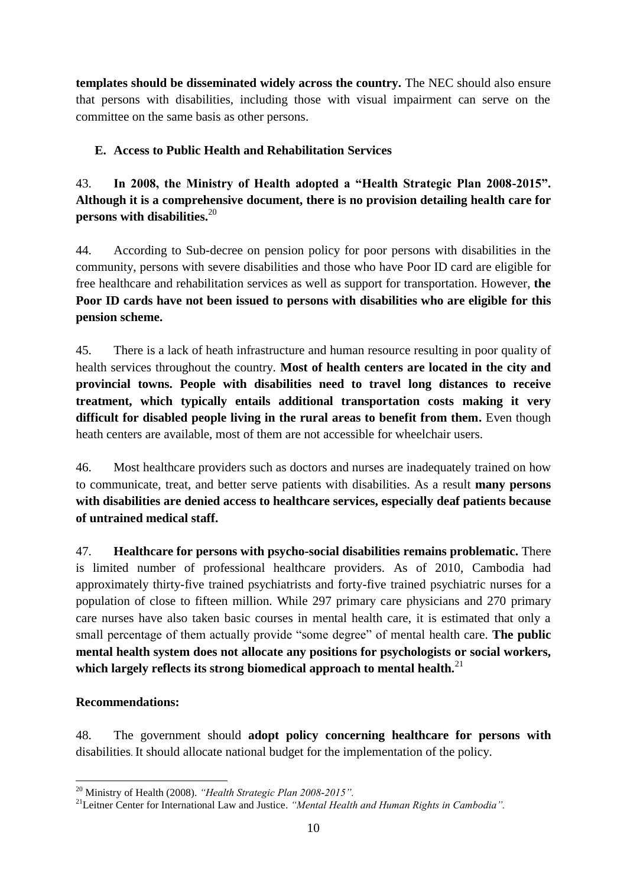**templates should be disseminated widely across the country.** The NEC should also ensure that persons with disabilities, including those with visual impairment can serve on the committee on the same basis as other persons.

### E. Access to Public Health and Rehabilitation Services

43. **In 2008, the Ministry of Health adopted a "Health Strategic Plan 2008-2015". Although it is a comprehensive document, there is no provision detailing health care for persons with disabilities.**[20]

44. According to Sub-decree on pension policy for poor persons with disabilities in the community, persons with severe disabilities and those who have Poor ID card are eligible for free healthcare and rehabilitation services as well as support for transportation. However, **the Poor ID cards have not been issued to persons with disabilities who are eligible for this pension scheme.**

45. There is a lack of heath infrastructure and human resource resulting in poor quality of health services throughout the country. **Most of health centers are located in the city and provincial towns. People with disabilities need to travel long distances to receive treatment, which typically entails additional transportation costs making it very difficult for disabled people living in the rural areas to benefit from them.** Even though heath centers are available, most of them are not accessible for wheelchair users.

46. Most healthcare providers such as doctors and nurses are inadequately trained on how to communicate, treat, and better serve patients with disabilities. As a result **many persons with disabilities are denied access to healthcare services, especially deaf patients because of untrained medical staff.**

47. **Healthcare for persons with psycho-social disabilities remains problematic.** There is limited number of professional healthcare providers. As of 2010, Cambodia had approximately thirty-five trained psychiatrists and forty-five trained psychiatric nurses for a population of close to fifteen million. While 297 primary care physicians and 270 primary care nurses have also taken basic courses in mental health care, it is estimated that only a small percentage of them actually provide "some degree" of mental health care. **The public mental health system does not allocate any positions for psychologists or social workers, which largely reflects its strong biomedical approach to mental health.**[21]

**Recommendations:**

48. The government should **adopt policy concerning healthcare for persons with** disabilities. It should allocate national budget for the implementation of the policy.

---

[20] Ministry of Health (2008). *"Health Strategic Plan 2008-2015".*

[21] Leitner Center for International Law and Justice. *"Mental Health and Human Rights in Cambodia".*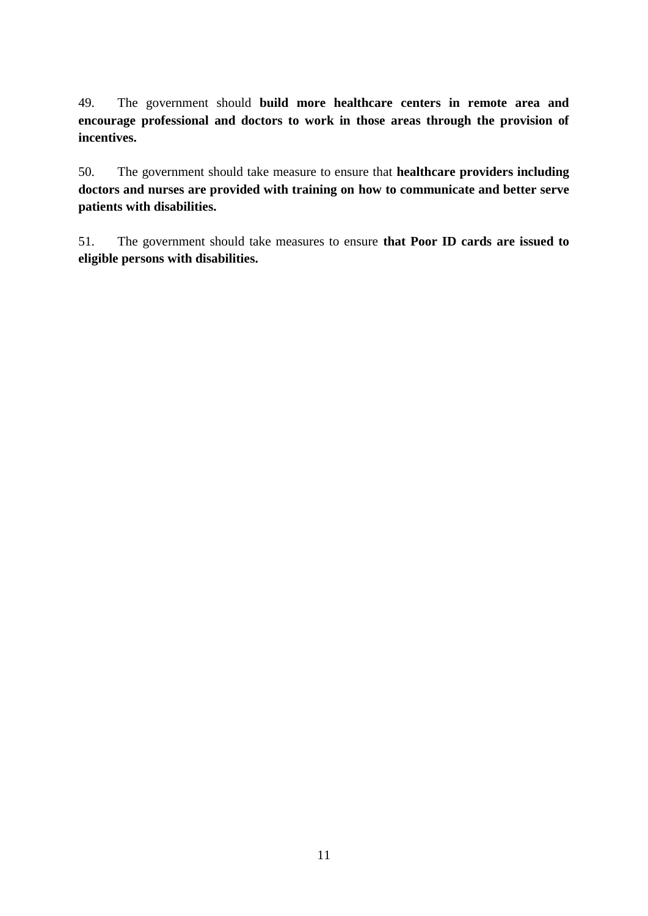49. The government should **build more healthcare centers in remote area and encourage professional and doctors to work in those areas through the provision of incentives.**

50. The government should take measure to ensure that **healthcare providers including doctors and nurses are provided with training on how to communicate and better serve patients with disabilities.**

51. The government should take measures to ensure **that Poor ID cards are issued to eligible persons with disabilities.**